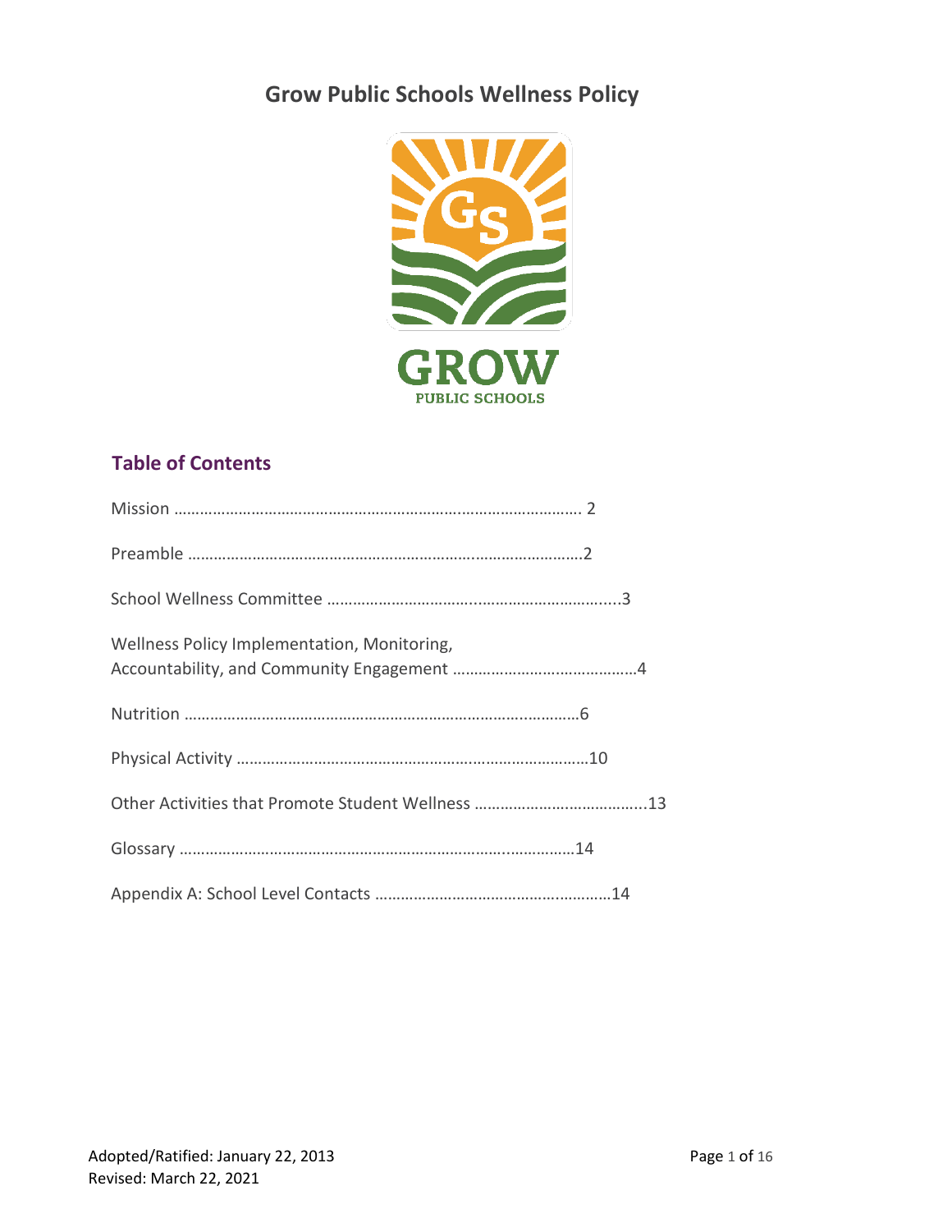# Grow Public Schools Wellness Policy

GROW
PUBLIC SCHOOLS

## Table of Contents

Mission …………………………………………………………………………………… 2

Preamble …………………………………………………………………………………2

School Wellness Committee …………………………………………………………...3

Wellness Policy Implementation, Monitoring, Accountability, and Community Engagement ……………………………………4

Nutrition …………………………………………………………………………………6

Physical Activity ………………………………………………………………………10

Other Activities that Promote Student Wellness …………………………………..13

Glossary …………………………………………………………………………………14

Appendix A: School Level Contacts ……………………………………………………14

Adopted/Ratified: January 22, 2013
Revised: March 22, 2021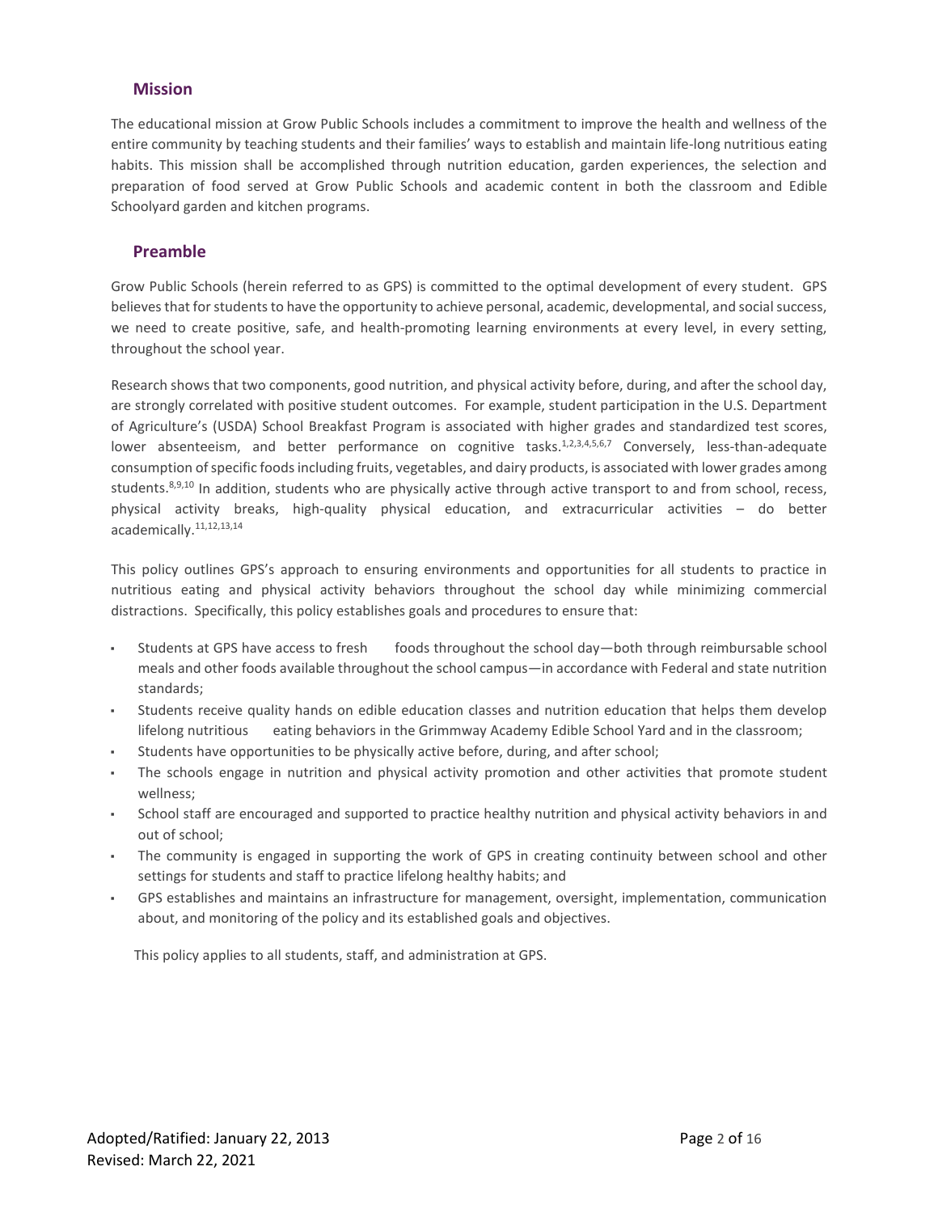## Mission

The educational mission at Grow Public Schools includes a commitment to improve the health and wellness of the entire community by teaching students and their families' ways to establish and maintain life-long nutritious eating habits. This mission shall be accomplished through nutrition education, garden experiences, the selection and preparation of food served at Grow Public Schools and academic content in both the classroom and Edible Schoolyard garden and kitchen programs.

## Preamble

Grow Public Schools (herein referred to as GPS) is committed to the optimal development of every student. GPS believes that for students to have the opportunity to achieve personal, academic, developmental, and social success, we need to create positive, safe, and health-promoting learning environments at every level, in every setting, throughout the school year.

Research shows that two components, good nutrition, and physical activity before, during, and after the school day, are strongly correlated with positive student outcomes. For example, student participation in the U.S. Department of Agriculture's (USDA) School Breakfast Program is associated with higher grades and standardized test scores, lower absenteeism, and better performance on cognitive tasks.[1,2,3,4,5,6,7] Conversely, less-than-adequate consumption of specific foods including fruits, vegetables, and dairy products, is associated with lower grades among students.[8,9,10] In addition, students who are physically active through active transport to and from school, recess, physical activity breaks, high-quality physical education, and extracurricular activities – do better academically.[11,12,13,14]

This policy outlines GPS's approach to ensuring environments and opportunities for all students to practice in nutritious eating and physical activity behaviors throughout the school day while minimizing commercial distractions. Specifically, this policy establishes goals and procedures to ensure that:

- Students at GPS have access to fresh foods throughout the school day—both through reimbursable school meals and other foods available throughout the school campus—in accordance with Federal and state nutrition standards;
- Students receive quality hands on edible education classes and nutrition education that helps them develop lifelong nutritious eating behaviors in the Grimmway Academy Edible School Yard and in the classroom;
- Students have opportunities to be physically active before, during, and after school;
- The schools engage in nutrition and physical activity promotion and other activities that promote student wellness;
- School staff are encouraged and supported to practice healthy nutrition and physical activity behaviors in and out of school;
- The community is engaged in supporting the work of GPS in creating continuity between school and other settings for students and staff to practice lifelong healthy habits; and
- GPS establishes and maintains an infrastructure for management, oversight, implementation, communication about, and monitoring of the policy and its established goals and objectives.

This policy applies to all students, staff, and administration at GPS.

Adopted/Ratified: January 22, 2013
Revised: March 22, 2021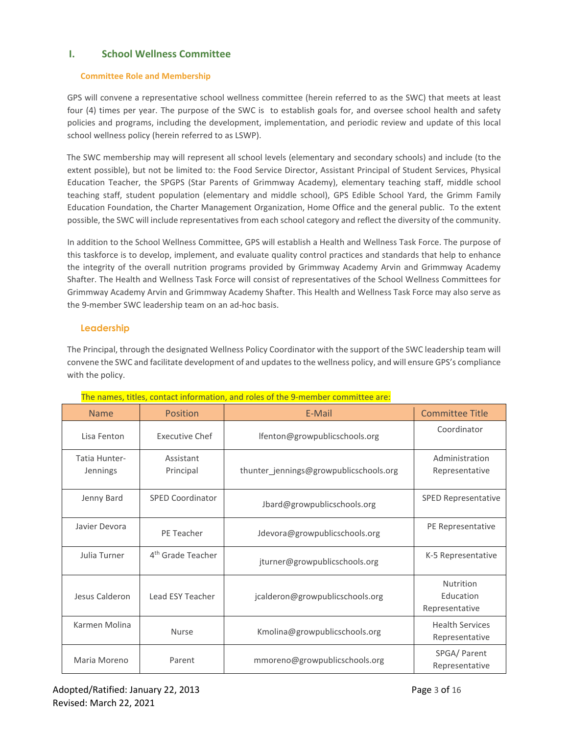## I. School Wellness Committee

### Committee Role and Membership

GPS will convene a representative school wellness committee (herein referred to as the SWC) that meets at least four (4) times per year. The purpose of the SWC is to establish goals for, and oversee school health and safety policies and programs, including the development, implementation, and periodic review and update of this local school wellness policy (herein referred to as LSWP).

The SWC membership may will represent all school levels (elementary and secondary schools) and include (to the extent possible), but not be limited to: the Food Service Director, Assistant Principal of Student Services, Physical Education Teacher, the SPGPS (Star Parents of Grimmway Academy), elementary teaching staff, middle school teaching staff, student population (elementary and middle school), GPS Edible School Yard, the Grimm Family Education Foundation, the Charter Management Organization, Home Office and the general public. To the extent possible, the SWC will include representatives from each school category and reflect the diversity of the community.

In addition to the School Wellness Committee, GPS will establish a Health and Wellness Task Force. The purpose of this taskforce is to develop, implement, and evaluate quality control practices and standards that help to enhance the integrity of the overall nutrition programs provided by Grimmway Academy Arvin and Grimmway Academy Shafter. The Health and Wellness Task Force will consist of representatives of the School Wellness Committees for Grimmway Academy Arvin and Grimmway Academy Shafter. This Health and Wellness Task Force may also serve as the 9-member SWC leadership team on an ad-hoc basis.

### Leadership

The Principal, through the designated Wellness Policy Coordinator with the support of the SWC leadership team will convene the SWC and facilitate development of and updates to the wellness policy, and will ensure GPS's compliance with the policy.

The names, titles, contact information, and roles of the 9-member committee are:

| Name | Position | E-Mail | Committee Title |
|---|---|---|---|
| Lisa Fenton | Executive Chef | lfenton@growpublicschools.org | Coordinator |
| Tatia Hunter-Jennings | Assistant Principal | thunter_jennings@growpublicschools.org | Administration Representative |
| Jenny Bard | SPED Coordinator | Jbard@growpublicschools.org | SPED Representative |
| Javier Devora | PE Teacher | Jdevora@growpublicschools.org | PE Representative |
| Julia Turner | 4th Grade Teacher | jturner@growpublicschools.org | K-5 Representative |
| Jesus Calderon | Lead ESY Teacher | jcalderon@growpublicschools.org | Nutrition Education Representative |
| Karmen Molina | Nurse | Kmolina@growpublicschools.org | Health Services Representative |
| Maria Moreno | Parent | mmoreno@growpublicschools.org | SPGA/ Parent Representative |

Adopted/Ratified: January 22, 2013
Revised: March 22, 2021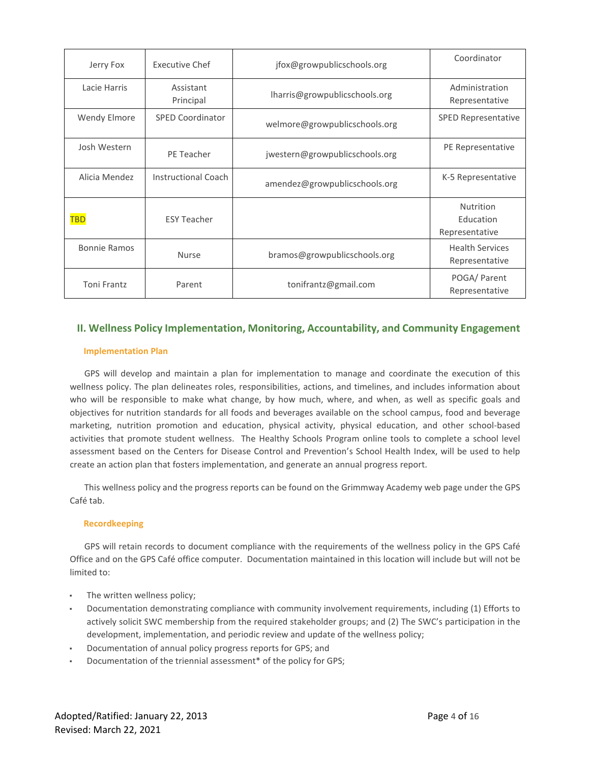| | | | |
|---|---|---|---|
| Jerry Fox | Executive Chef | jfox@growpublicschools.org | Coordinator |
| Lacie Harris | Assistant Principal | lharris@growpublicschools.org | Administration Representative |
| Wendy Elmore | SPED Coordinator | welmore@growpublicschools.org | SPED Representative |
| Josh Western | PE Teacher | jwestern@growpublicschools.org | PE Representative |
| Alicia Mendez | Instructional Coach | amendez@growpublicschools.org | K-5 Representative |
| TBD | ESY Teacher | | Nutrition Education Representative |
| Bonnie Ramos | Nurse | bramos@growpublicschools.org | Health Services Representative |
| Toni Frantz | Parent | tonifrantz@gmail.com | POGA/ Parent Representative |

## II. Wellness Policy Implementation, Monitoring, Accountability, and Community Engagement

### Implementation Plan

GPS will develop and maintain a plan for implementation to manage and coordinate the execution of this wellness policy. The plan delineates roles, responsibilities, actions, and timelines, and includes information about who will be responsible to make what change, by how much, where, and when, as well as specific goals and objectives for nutrition standards for all foods and beverages available on the school campus, food and beverage marketing, nutrition promotion and education, physical activity, physical education, and other school-based activities that promote student wellness. The Healthy Schools Program online tools to complete a school level assessment based on the Centers for Disease Control and Prevention's School Health Index, will be used to help create an action plan that fosters implementation, and generate an annual progress report.

This wellness policy and the progress reports can be found on the Grimmway Academy web page under the GPS Café tab.

### Recordkeeping

GPS will retain records to document compliance with the requirements of the wellness policy in the GPS Café Office and on the GPS Café office computer. Documentation maintained in this location will include but will not be limited to:

- The written wellness policy;
- Documentation demonstrating compliance with community involvement requirements, including (1) Efforts to actively solicit SWC membership from the required stakeholder groups; and (2) The SWC's participation in the development, implementation, and periodic review and update of the wellness policy;
- Documentation of annual policy progress reports for GPS; and
- Documentation of the triennial assessment* of the policy for GPS;

Adopted/Ratified: January 22, 2013
Revised: March 22, 2021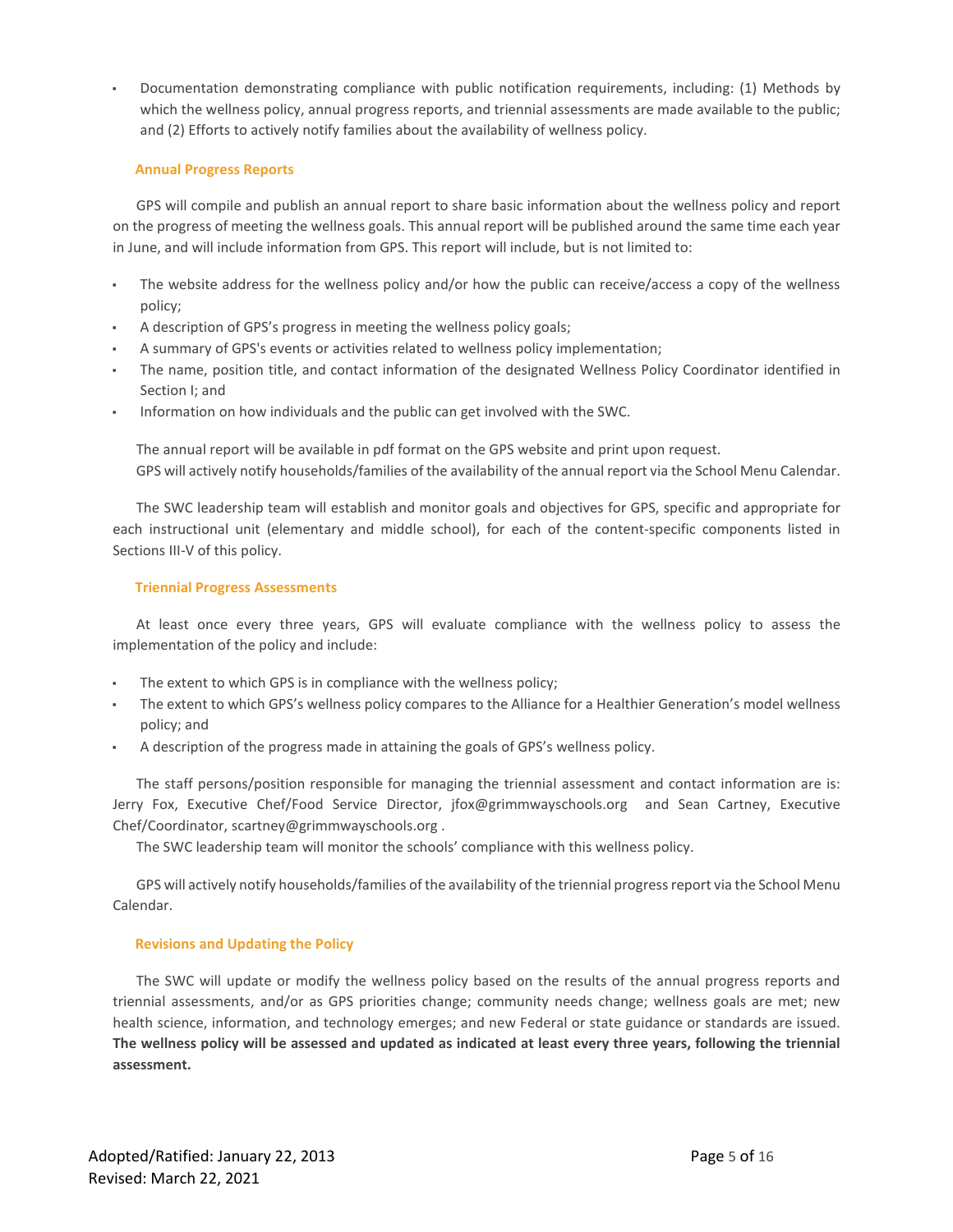- Documentation demonstrating compliance with public notification requirements, including: (1) Methods by which the wellness policy, annual progress reports, and triennial assessments are made available to the public; and (2) Efforts to actively notify families about the availability of wellness policy.

### Annual Progress Reports

GPS will compile and publish an annual report to share basic information about the wellness policy and report on the progress of meeting the wellness goals. This annual report will be published around the same time each year in June, and will include information from GPS. This report will include, but is not limited to:

- The website address for the wellness policy and/or how the public can receive/access a copy of the wellness policy;
- A description of GPS's progress in meeting the wellness policy goals;
- A summary of GPS's events or activities related to wellness policy implementation;
- The name, position title, and contact information of the designated Wellness Policy Coordinator identified in Section I; and
- Information on how individuals and the public can get involved with the SWC.

The annual report will be available in pdf format on the GPS website and print upon request.
GPS will actively notify households/families of the availability of the annual report via the School Menu Calendar.

The SWC leadership team will establish and monitor goals and objectives for GPS, specific and appropriate for each instructional unit (elementary and middle school), for each of the content-specific components listed in Sections III-V of this policy.

### Triennial Progress Assessments

At least once every three years, GPS will evaluate compliance with the wellness policy to assess the implementation of the policy and include:

- The extent to which GPS is in compliance with the wellness policy;
- The extent to which GPS's wellness policy compares to the Alliance for a Healthier Generation's model wellness policy; and
- A description of the progress made in attaining the goals of GPS's wellness policy.

The staff persons/position responsible for managing the triennial assessment and contact information are is: Jerry Fox, Executive Chef/Food Service Director, jfox@grimmwayschools.org and Sean Cartney, Executive Chef/Coordinator, scartney@grimmwayschools.org .
The SWC leadership team will monitor the schools' compliance with this wellness policy.

GPS will actively notify households/families of the availability of the triennial progress report via the School Menu Calendar.

### Revisions and Updating the Policy

The SWC will update or modify the wellness policy based on the results of the annual progress reports and triennial assessments, and/or as GPS priorities change; community needs change; wellness goals are met; new health science, information, and technology emerges; and new Federal or state guidance or standards are issued. **The wellness policy will be assessed and updated as indicated at least every three years, following the triennial assessment.**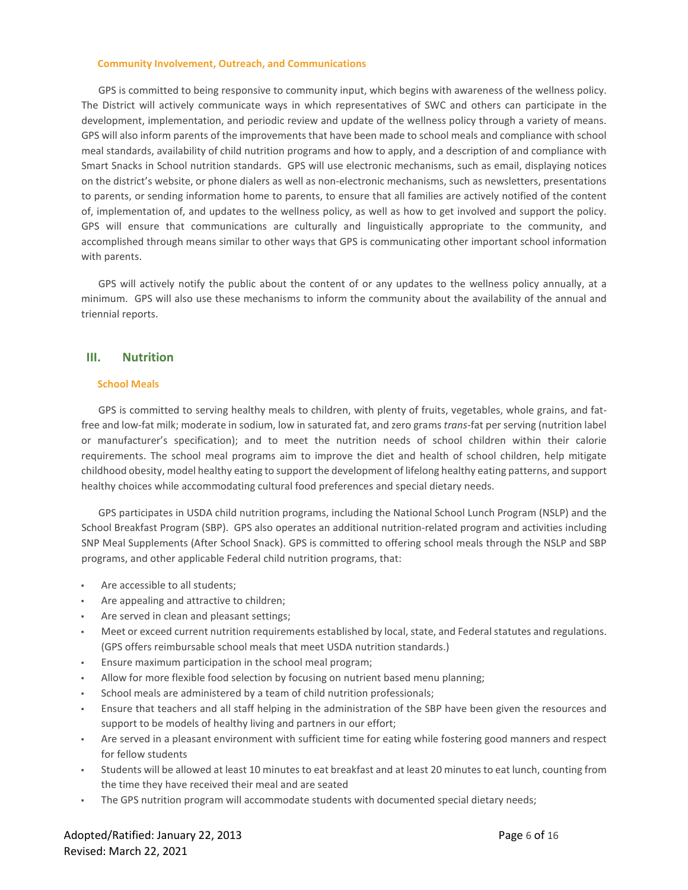### Community Involvement, Outreach, and Communications

GPS is committed to being responsive to community input, which begins with awareness of the wellness policy. The District will actively communicate ways in which representatives of SWC and others can participate in the development, implementation, and periodic review and update of the wellness policy through a variety of means. GPS will also inform parents of the improvements that have been made to school meals and compliance with school meal standards, availability of child nutrition programs and how to apply, and a description of and compliance with Smart Snacks in School nutrition standards. GPS will use electronic mechanisms, such as email, displaying notices on the district's website, or phone dialers as well as non-electronic mechanisms, such as newsletters, presentations to parents, or sending information home to parents, to ensure that all families are actively notified of the content of, implementation of, and updates to the wellness policy, as well as how to get involved and support the policy. GPS will ensure that communications are culturally and linguistically appropriate to the community, and accomplished through means similar to other ways that GPS is communicating other important school information with parents.

GPS will actively notify the public about the content of or any updates to the wellness policy annually, at a minimum. GPS will also use these mechanisms to inform the community about the availability of the annual and triennial reports.

## III. Nutrition

### School Meals

GPS is committed to serving healthy meals to children, with plenty of fruits, vegetables, whole grains, and fat-free and low-fat milk; moderate in sodium, low in saturated fat, and zero grams *trans*-fat per serving (nutrition label or manufacturer's specification); and to meet the nutrition needs of school children within their calorie requirements. The school meal programs aim to improve the diet and health of school children, help mitigate childhood obesity, model healthy eating to support the development of lifelong healthy eating patterns, and support healthy choices while accommodating cultural food preferences and special dietary needs.

GPS participates in USDA child nutrition programs, including the National School Lunch Program (NSLP) and the School Breakfast Program (SBP). GPS also operates an additional nutrition-related program and activities including SNP Meal Supplements (After School Snack). GPS is committed to offering school meals through the NSLP and SBP programs, and other applicable Federal child nutrition programs, that:

- Are accessible to all students;
- Are appealing and attractive to children;
- Are served in clean and pleasant settings;
- Meet or exceed current nutrition requirements established by local, state, and Federal statutes and regulations. (GPS offers reimbursable school meals that meet USDA nutrition standards.)
- Ensure maximum participation in the school meal program;
- Allow for more flexible food selection by focusing on nutrient based menu planning;
- School meals are administered by a team of child nutrition professionals;
- Ensure that teachers and all staff helping in the administration of the SBP have been given the resources and support to be models of healthy living and partners in our effort;
- Are served in a pleasant environment with sufficient time for eating while fostering good manners and respect for fellow students
- Students will be allowed at least 10 minutes to eat breakfast and at least 20 minutes to eat lunch, counting from the time they have received their meal and are seated
- The GPS nutrition program will accommodate students with documented special dietary needs;

Adopted/Ratified: January 22, 2013
Revised: March 22, 2021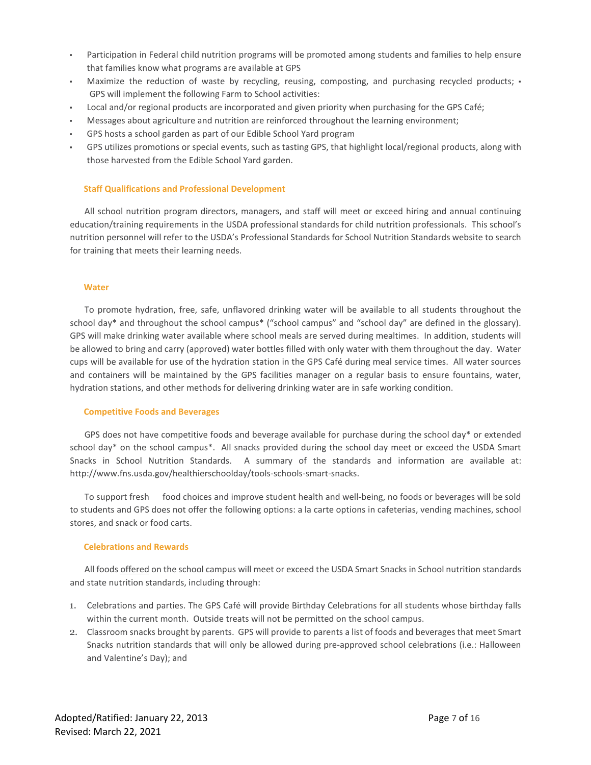- Participation in Federal child nutrition programs will be promoted among students and families to help ensure that families know what programs are available at GPS
- Maximize the reduction of waste by recycling, reusing, composting, and purchasing recycled products; ▪ GPS will implement the following Farm to School activities:
- Local and/or regional products are incorporated and given priority when purchasing for the GPS Café;
- Messages about agriculture and nutrition are reinforced throughout the learning environment;
- GPS hosts a school garden as part of our Edible School Yard program
- GPS utilizes promotions or special events, such as tasting GPS, that highlight local/regional products, along with those harvested from the Edible School Yard garden.

### Staff Qualifications and Professional Development

All school nutrition program directors, managers, and staff will meet or exceed hiring and annual continuing education/training requirements in the USDA professional standards for child nutrition professionals. This school's nutrition personnel will refer to the USDA's Professional Standards for School Nutrition Standards website to search for training that meets their learning needs.

### Water

To promote hydration, free, safe, unflavored drinking water will be available to all students throughout the school day* and throughout the school campus* ("school campus" and "school day" are defined in the glossary). GPS will make drinking water available where school meals are served during mealtimes. In addition, students will be allowed to bring and carry (approved) water bottles filled with only water with them throughout the day. Water cups will be available for use of the hydration station in the GPS Café during meal service times. All water sources and containers will be maintained by the GPS facilities manager on a regular basis to ensure fountains, water, hydration stations, and other methods for delivering drinking water are in safe working condition.

### Competitive Foods and Beverages

GPS does not have competitive foods and beverage available for purchase during the school day* or extended school day* on the school campus*. All snacks provided during the school day meet or exceed the USDA Smart Snacks in School Nutrition Standards. A summary of the standards and information are available at: http://www.fns.usda.gov/healthierschoolday/tools-schools-smart-snacks.

To support fresh food choices and improve student health and well-being, no foods or beverages will be sold to students and GPS does not offer the following options: a la carte options in cafeterias, vending machines, school stores, and snack or food carts.

### Celebrations and Rewards

All foods <u>offered</u> on the school campus will meet or exceed the USDA Smart Snacks in School nutrition standards and state nutrition standards, including through:

1. Celebrations and parties. The GPS Café will provide Birthday Celebrations for all students whose birthday falls within the current month. Outside treats will not be permitted on the school campus.
2. Classroom snacks brought by parents. GPS will provide to parents a list of foods and beverages that meet Smart Snacks nutrition standards that will only be allowed during pre-approved school celebrations (i.e.: Halloween and Valentine's Day); and

Adopted/Ratified: January 22, 2013
Revised: March 22, 2021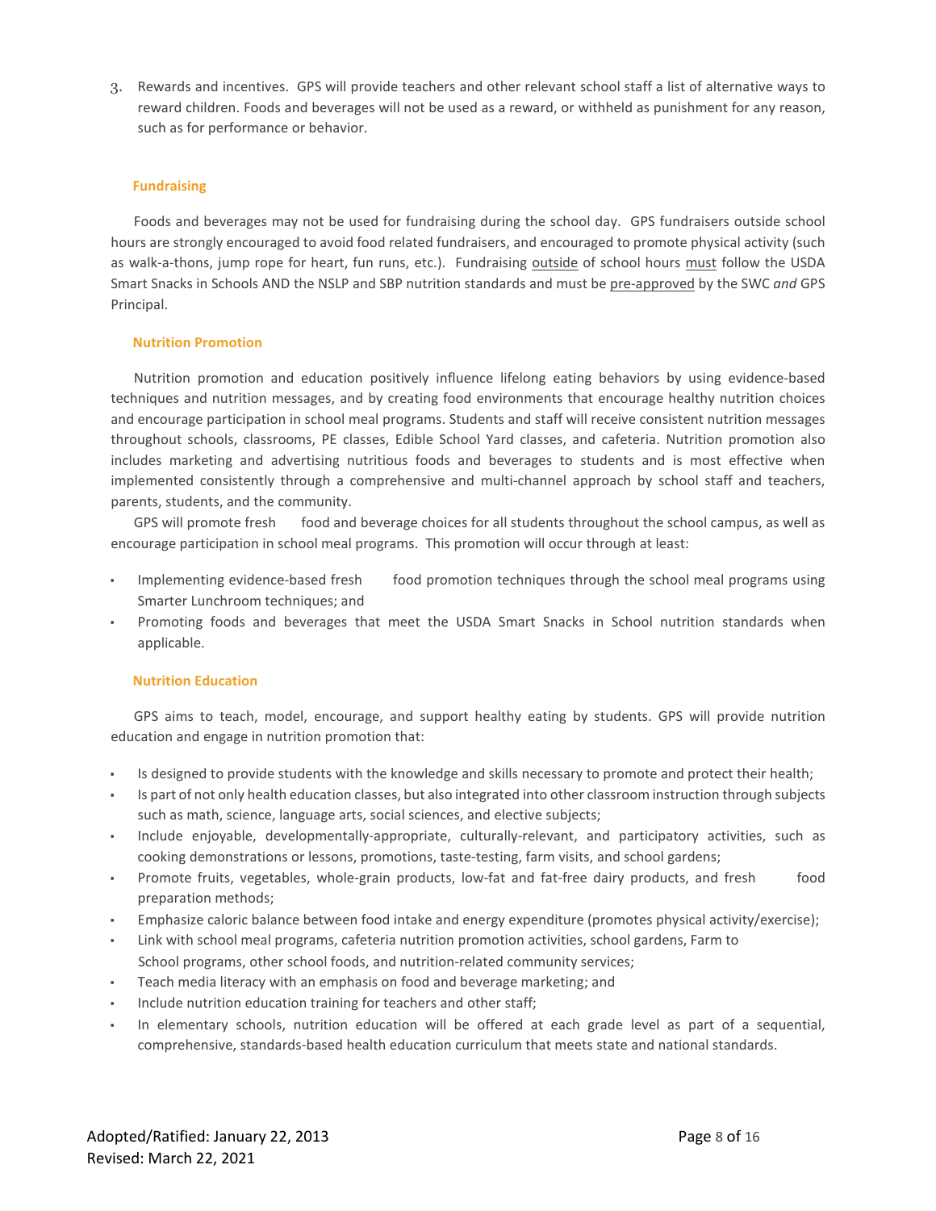3. Rewards and incentives. GPS will provide teachers and other relevant school staff a list of alternative ways to reward children. Foods and beverages will not be used as a reward, or withheld as punishment for any reason, such as for performance or behavior.

### Fundraising

Foods and beverages may not be used for fundraising during the school day. GPS fundraisers outside school hours are strongly encouraged to avoid food related fundraisers, and encouraged to promote physical activity (such as walk-a-thons, jump rope for heart, fun runs, etc.). Fundraising <u>outside</u> of school hours <u>must</u> follow the USDA Smart Snacks in Schools AND the NSLP and SBP nutrition standards and must be <u>pre-approved</u> by the SWC *and* GPS Principal.

### Nutrition Promotion

Nutrition promotion and education positively influence lifelong eating behaviors by using evidence-based techniques and nutrition messages, and by creating food environments that encourage healthy nutrition choices and encourage participation in school meal programs. Students and staff will receive consistent nutrition messages throughout schools, classrooms, PE classes, Edible School Yard classes, and cafeteria. Nutrition promotion also includes marketing and advertising nutritious foods and beverages to students and is most effective when implemented consistently through a comprehensive and multi-channel approach by school staff and teachers, parents, students, and the community.

GPS will promote fresh food and beverage choices for all students throughout the school campus, as well as encourage participation in school meal programs. This promotion will occur through at least:

- Implementing evidence-based fresh food promotion techniques through the school meal programs using Smarter Lunchroom techniques; and
- Promoting foods and beverages that meet the USDA Smart Snacks in School nutrition standards when applicable.

### Nutrition Education

GPS aims to teach, model, encourage, and support healthy eating by students. GPS will provide nutrition education and engage in nutrition promotion that:

- Is designed to provide students with the knowledge and skills necessary to promote and protect their health;
- Is part of not only health education classes, but also integrated into other classroom instruction through subjects such as math, science, language arts, social sciences, and elective subjects;
- Include enjoyable, developmentally-appropriate, culturally-relevant, and participatory activities, such as cooking demonstrations or lessons, promotions, taste-testing, farm visits, and school gardens;
- Promote fruits, vegetables, whole-grain products, low-fat and fat-free dairy products, and fresh food preparation methods;
- Emphasize caloric balance between food intake and energy expenditure (promotes physical activity/exercise);
- Link with school meal programs, cafeteria nutrition promotion activities, school gardens, Farm to School programs, other school foods, and nutrition-related community services;
- Teach media literacy with an emphasis on food and beverage marketing; and
- Include nutrition education training for teachers and other staff;
- In elementary schools, nutrition education will be offered at each grade level as part of a sequential, comprehensive, standards-based health education curriculum that meets state and national standards.

Adopted/Ratified: January 22, 2013
Revised: March 22, 2021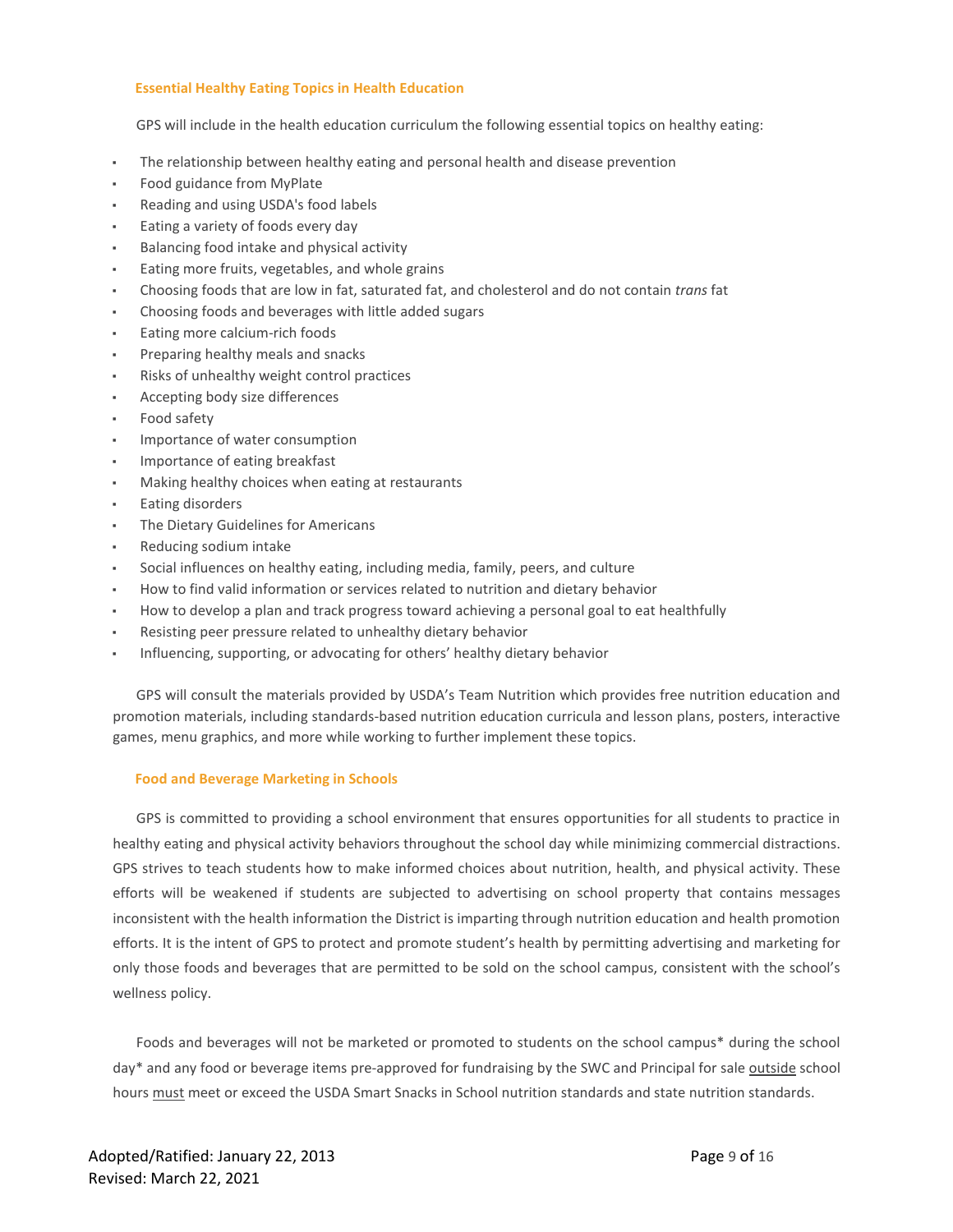### Essential Healthy Eating Topics in Health Education

GPS will include in the health education curriculum the following essential topics on healthy eating:

- The relationship between healthy eating and personal health and disease prevention
- Food guidance from MyPlate
- Reading and using USDA's food labels
- Eating a variety of foods every day
- Balancing food intake and physical activity
- Eating more fruits, vegetables, and whole grains
- Choosing foods that are low in fat, saturated fat, and cholesterol and do not contain *trans* fat
- Choosing foods and beverages with little added sugars
- Eating more calcium-rich foods
- Preparing healthy meals and snacks
- Risks of unhealthy weight control practices
- Accepting body size differences
- Food safety
- Importance of water consumption
- Importance of eating breakfast
- Making healthy choices when eating at restaurants
- Eating disorders
- The Dietary Guidelines for Americans
- Reducing sodium intake
- Social influences on healthy eating, including media, family, peers, and culture
- How to find valid information or services related to nutrition and dietary behavior
- How to develop a plan and track progress toward achieving a personal goal to eat healthfully
- Resisting peer pressure related to unhealthy dietary behavior
- Influencing, supporting, or advocating for others' healthy dietary behavior

GPS will consult the materials provided by USDA's Team Nutrition which provides free nutrition education and promotion materials, including standards-based nutrition education curricula and lesson plans, posters, interactive games, menu graphics, and more while working to further implement these topics.

### Food and Beverage Marketing in Schools

GPS is committed to providing a school environment that ensures opportunities for all students to practice in healthy eating and physical activity behaviors throughout the school day while minimizing commercial distractions. GPS strives to teach students how to make informed choices about nutrition, health, and physical activity. These efforts will be weakened if students are subjected to advertising on school property that contains messages inconsistent with the health information the District is imparting through nutrition education and health promotion efforts. It is the intent of GPS to protect and promote student's health by permitting advertising and marketing for only those foods and beverages that are permitted to be sold on the school campus, consistent with the school's wellness policy.

Foods and beverages will not be marketed or promoted to students on the school campus* during the school day* and any food or beverage items pre-approved for fundraising by the SWC and Principal for sale <u>outside</u> school hours <u>must</u> meet or exceed the USDA Smart Snacks in School nutrition standards and state nutrition standards.

Adopted/Ratified: January 22, 2013
Revised: March 22, 2021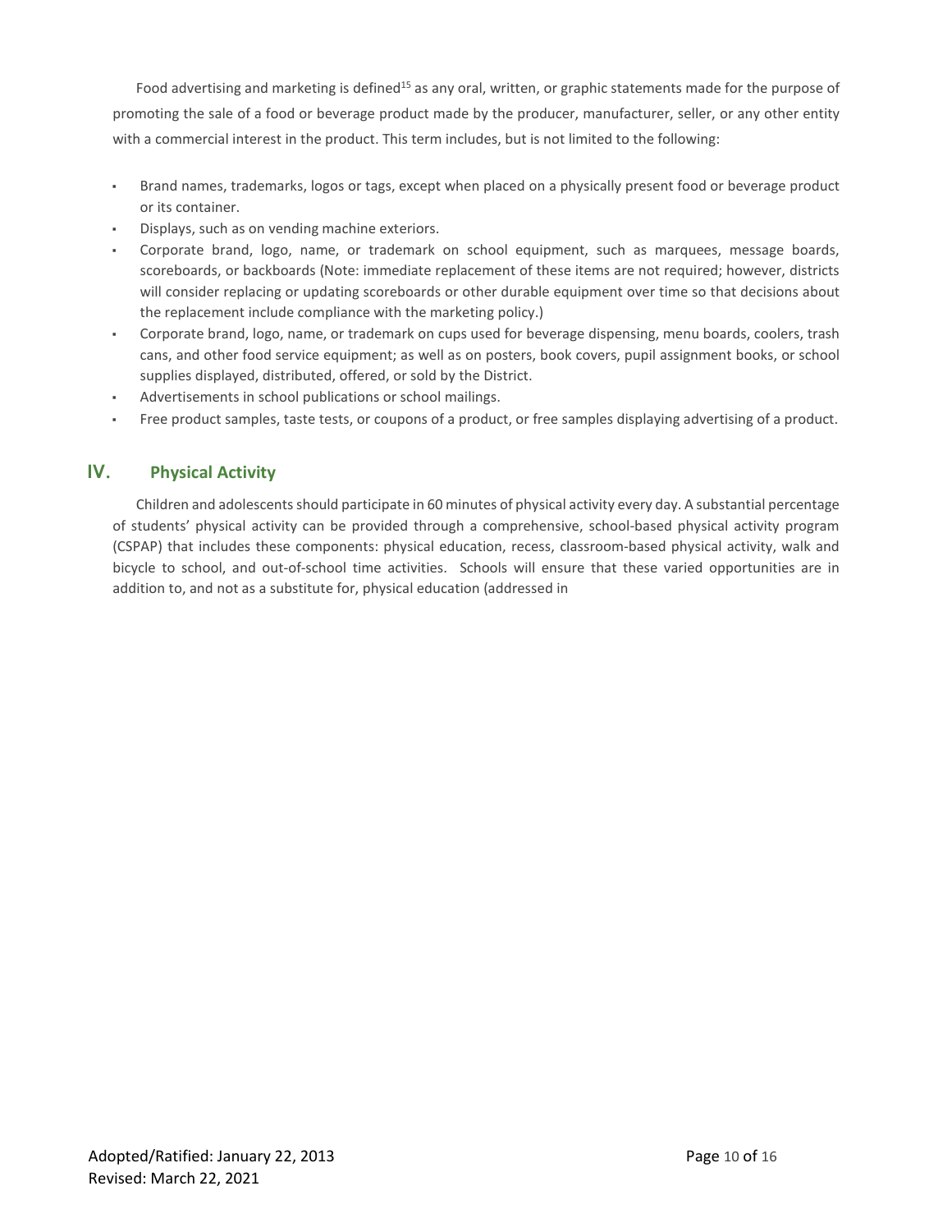Food advertising and marketing is defined[15] as any oral, written, or graphic statements made for the purpose of promoting the sale of a food or beverage product made by the producer, manufacturer, seller, or any other entity with a commercial interest in the product. This term includes, but is not limited to the following:

- Brand names, trademarks, logos or tags, except when placed on a physically present food or beverage product or its container.
- Displays, such as on vending machine exteriors.
- Corporate brand, logo, name, or trademark on school equipment, such as marquees, message boards, scoreboards, or backboards (Note: immediate replacement of these items are not required; however, districts will consider replacing or updating scoreboards or other durable equipment over time so that decisions about the replacement include compliance with the marketing policy.)
- Corporate brand, logo, name, or trademark on cups used for beverage dispensing, menu boards, coolers, trash cans, and other food service equipment; as well as on posters, book covers, pupil assignment books, or school supplies displayed, distributed, offered, or sold by the District.
- Advertisements in school publications or school mailings.
- Free product samples, taste tests, or coupons of a product, or free samples displaying advertising of a product.

## IV. Physical Activity

Children and adolescents should participate in 60 minutes of physical activity every day. A substantial percentage of students' physical activity can be provided through a comprehensive, school-based physical activity program (CSPAP) that includes these components: physical education, recess, classroom-based physical activity, walk and bicycle to school, and out-of-school time activities. Schools will ensure that these varied opportunities are in addition to, and not as a substitute for, physical education (addressed in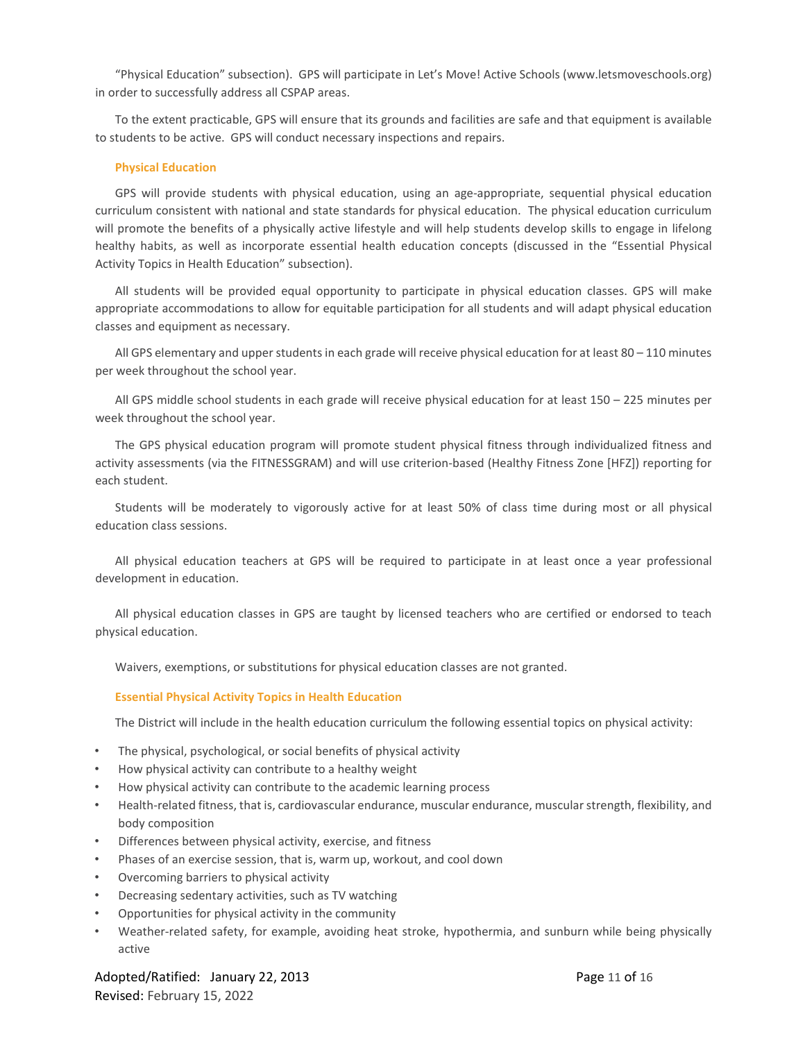"Physical Education" subsection). GPS will participate in Let's Move! Active Schools (www.letsmoveschools.org) in order to successfully address all CSPAP areas.

To the extent practicable, GPS will ensure that its grounds and facilities are safe and that equipment is available to students to be active. GPS will conduct necessary inspections and repairs.

### Physical Education

GPS will provide students with physical education, using an age-appropriate, sequential physical education curriculum consistent with national and state standards for physical education. The physical education curriculum will promote the benefits of a physically active lifestyle and will help students develop skills to engage in lifelong healthy habits, as well as incorporate essential health education concepts (discussed in the "Essential Physical Activity Topics in Health Education" subsection).

All students will be provided equal opportunity to participate in physical education classes. GPS will make appropriate accommodations to allow for equitable participation for all students and will adapt physical education classes and equipment as necessary.

All GPS elementary and upper students in each grade will receive physical education for at least 80 – 110 minutes per week throughout the school year.

All GPS middle school students in each grade will receive physical education for at least 150 – 225 minutes per week throughout the school year.

The GPS physical education program will promote student physical fitness through individualized fitness and activity assessments (via the FITNESSGRAM) and will use criterion-based (Healthy Fitness Zone [HFZ]) reporting for each student.

Students will be moderately to vigorously active for at least 50% of class time during most or all physical education class sessions.

All physical education teachers at GPS will be required to participate in at least once a year professional development in education.

All physical education classes in GPS are taught by licensed teachers who are certified or endorsed to teach physical education.

Waivers, exemptions, or substitutions for physical education classes are not granted.

### Essential Physical Activity Topics in Health Education

The District will include in the health education curriculum the following essential topics on physical activity:

- The physical, psychological, or social benefits of physical activity
- How physical activity can contribute to a healthy weight
- How physical activity can contribute to the academic learning process
- Health-related fitness, that is, cardiovascular endurance, muscular endurance, muscular strength, flexibility, and body composition
- Differences between physical activity, exercise, and fitness
- Phases of an exercise session, that is, warm up, workout, and cool down
- Overcoming barriers to physical activity
- Decreasing sedentary activities, such as TV watching
- Opportunities for physical activity in the community
- Weather-related safety, for example, avoiding heat stroke, hypothermia, and sunburn while being physically active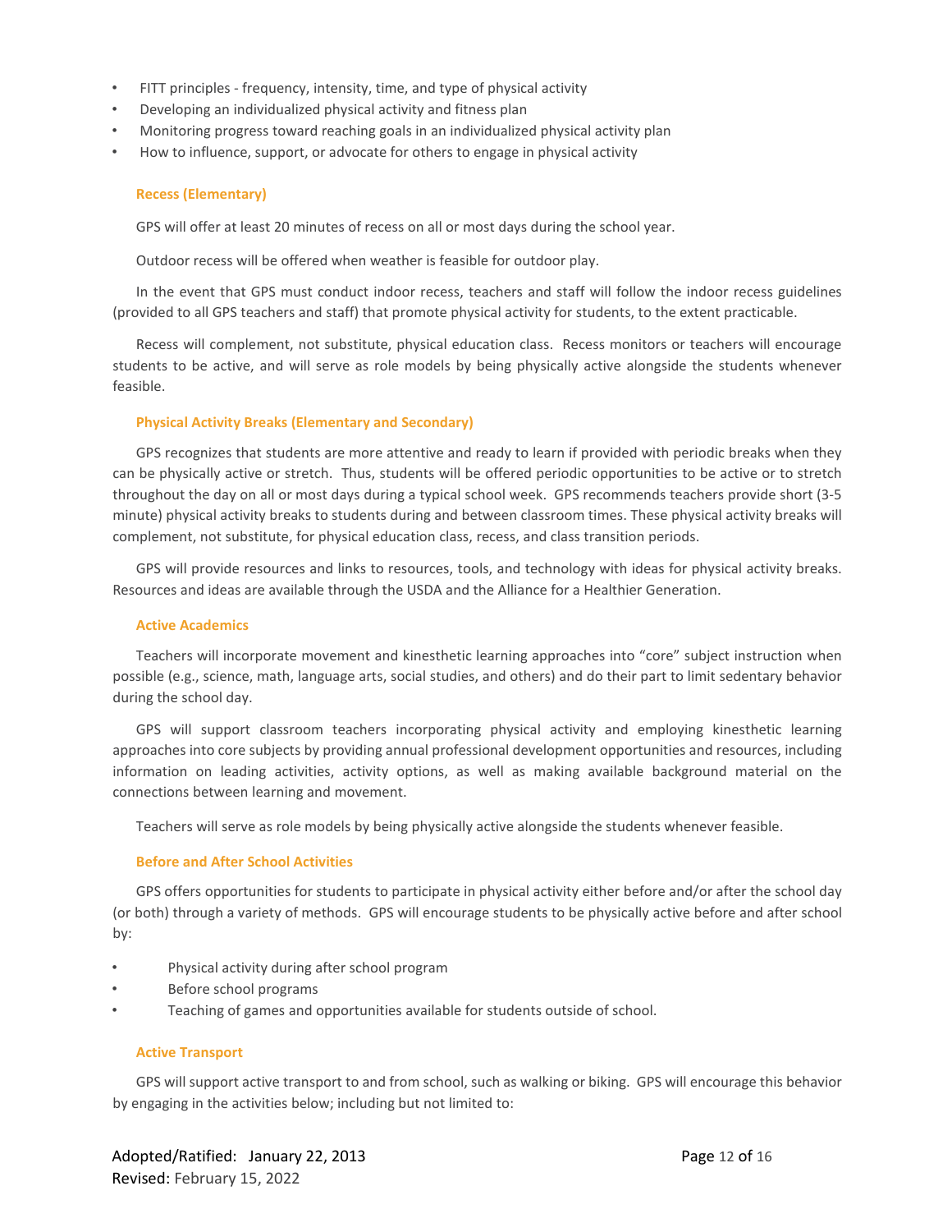- FITT principles - frequency, intensity, time, and type of physical activity
- Developing an individualized physical activity and fitness plan
- Monitoring progress toward reaching goals in an individualized physical activity plan
- How to influence, support, or advocate for others to engage in physical activity

### Recess (Elementary)

GPS will offer at least 20 minutes of recess on all or most days during the school year.

Outdoor recess will be offered when weather is feasible for outdoor play.

In the event that GPS must conduct indoor recess, teachers and staff will follow the indoor recess guidelines (provided to all GPS teachers and staff) that promote physical activity for students, to the extent practicable.

Recess will complement, not substitute, physical education class. Recess monitors or teachers will encourage students to be active, and will serve as role models by being physically active alongside the students whenever feasible.

### Physical Activity Breaks (Elementary and Secondary)

GPS recognizes that students are more attentive and ready to learn if provided with periodic breaks when they can be physically active or stretch. Thus, students will be offered periodic opportunities to be active or to stretch throughout the day on all or most days during a typical school week. GPS recommends teachers provide short (3-5 minute) physical activity breaks to students during and between classroom times. These physical activity breaks will complement, not substitute, for physical education class, recess, and class transition periods.

GPS will provide resources and links to resources, tools, and technology with ideas for physical activity breaks. Resources and ideas are available through the USDA and the Alliance for a Healthier Generation.

### Active Academics

Teachers will incorporate movement and kinesthetic learning approaches into “core” subject instruction when possible (e.g., science, math, language arts, social studies, and others) and do their part to limit sedentary behavior during the school day.

GPS will support classroom teachers incorporating physical activity and employing kinesthetic learning approaches into core subjects by providing annual professional development opportunities and resources, including information on leading activities, activity options, as well as making available background material on the connections between learning and movement.

Teachers will serve as role models by being physically active alongside the students whenever feasible.

### Before and After School Activities

GPS offers opportunities for students to participate in physical activity either before and/or after the school day (or both) through a variety of methods. GPS will encourage students to be physically active before and after school by:

- Physical activity during after school program
- Before school programs
- Teaching of games and opportunities available for students outside of school.

### Active Transport

GPS will support active transport to and from school, such as walking or biking. GPS will encourage this behavior by engaging in the activities below; including but not limited to: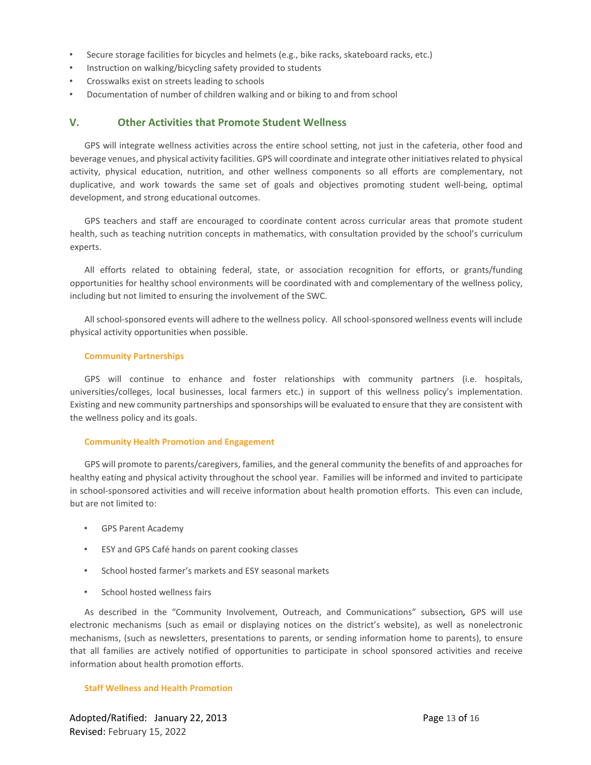- Secure storage facilities for bicycles and helmets (e.g., bike racks, skateboard racks, etc.)
- Instruction on walking/bicycling safety provided to students
- Crosswalks exist on streets leading to schools
- Documentation of number of children walking and or biking to and from school

## V. Other Activities that Promote Student Wellness

GPS will integrate wellness activities across the entire school setting, not just in the cafeteria, other food and beverage venues, and physical activity facilities. GPS will coordinate and integrate other initiatives related to physical activity, physical education, nutrition, and other wellness components so all efforts are complementary, not duplicative, and work towards the same set of goals and objectives promoting student well-being, optimal development, and strong educational outcomes.

GPS teachers and staff are encouraged to coordinate content across curricular areas that promote student health, such as teaching nutrition concepts in mathematics, with consultation provided by the school's curriculum experts.

All efforts related to obtaining federal, state, or association recognition for efforts, or grants/funding opportunities for healthy school environments will be coordinated with and complementary of the wellness policy, including but not limited to ensuring the involvement of the SWC.

All school-sponsored events will adhere to the wellness policy. All school-sponsored wellness events will include physical activity opportunities when possible.

### Community Partnerships

GPS will continue to enhance and foster relationships with community partners (i.e. hospitals, universities/colleges, local businesses, local farmers etc.) in support of this wellness policy's implementation. Existing and new community partnerships and sponsorships will be evaluated to ensure that they are consistent with the wellness policy and its goals.

### Community Health Promotion and Engagement

GPS will promote to parents/caregivers, families, and the general community the benefits of and approaches for healthy eating and physical activity throughout the school year. Families will be informed and invited to participate in school-sponsored activities and will receive information about health promotion efforts. This even can include, but are not limited to:

- GPS Parent Academy
- ESY and GPS Café hands on parent cooking classes
- School hosted farmer's markets and ESY seasonal markets
- School hosted wellness fairs

As described in the "Community Involvement, Outreach, and Communications" subsection***,*** GPS will use electronic mechanisms (such as email or displaying notices on the district's website), as well as nonelectronic mechanisms, (such as newsletters, presentations to parents, or sending information home to parents), to ensure that all families are actively notified of opportunities to participate in school sponsored activities and receive information about health promotion efforts.

### Staff Wellness and Health Promotion

Adopted/Ratified: January 22, 2013
Revised: February 15, 2022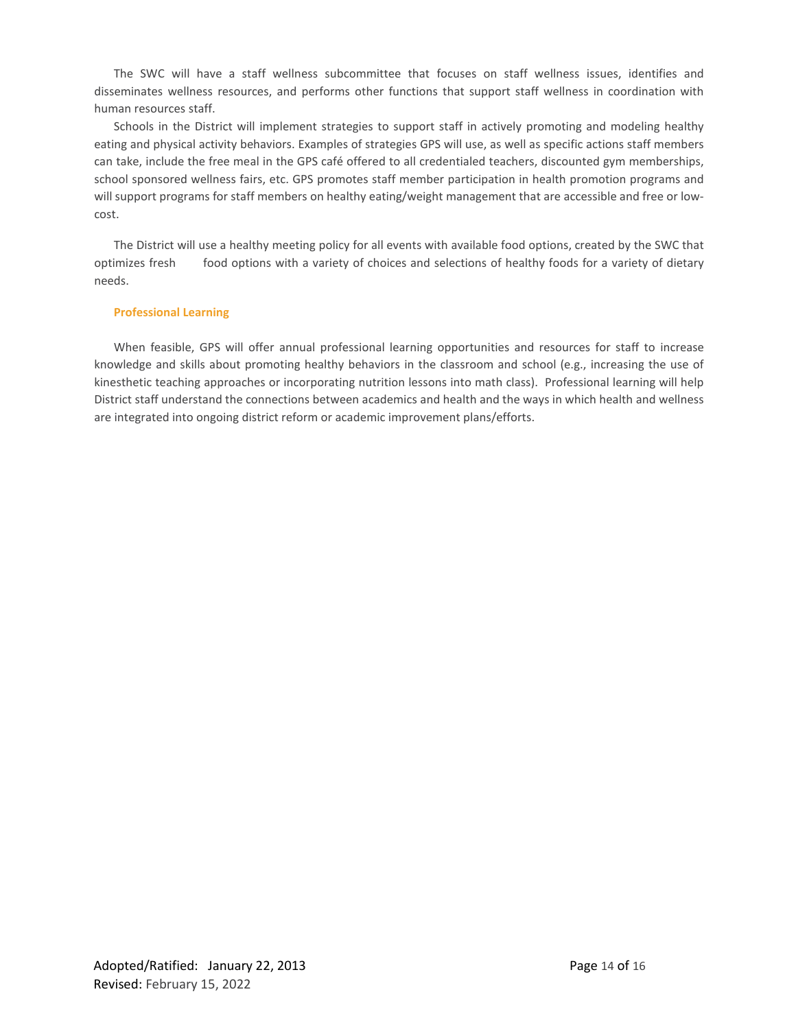The SWC will have a staff wellness subcommittee that focuses on staff wellness issues, identifies and disseminates wellness resources, and performs other functions that support staff wellness in coordination with human resources staff.

Schools in the District will implement strategies to support staff in actively promoting and modeling healthy eating and physical activity behaviors. Examples of strategies GPS will use, as well as specific actions staff members can take, include the free meal in the GPS café offered to all credentialed teachers, discounted gym memberships, school sponsored wellness fairs, etc. GPS promotes staff member participation in health promotion programs and will support programs for staff members on healthy eating/weight management that are accessible and free or low-cost.

The District will use a healthy meeting policy for all events with available food options, created by the SWC that optimizes fresh food options with a variety of choices and selections of healthy foods for a variety of dietary needs.

### Professional Learning

When feasible, GPS will offer annual professional learning opportunities and resources for staff to increase knowledge and skills about promoting healthy behaviors in the classroom and school (e.g., increasing the use of kinesthetic teaching approaches or incorporating nutrition lessons into math class). Professional learning will help District staff understand the connections between academics and health and the ways in which health and wellness are integrated into ongoing district reform or academic improvement plans/efforts.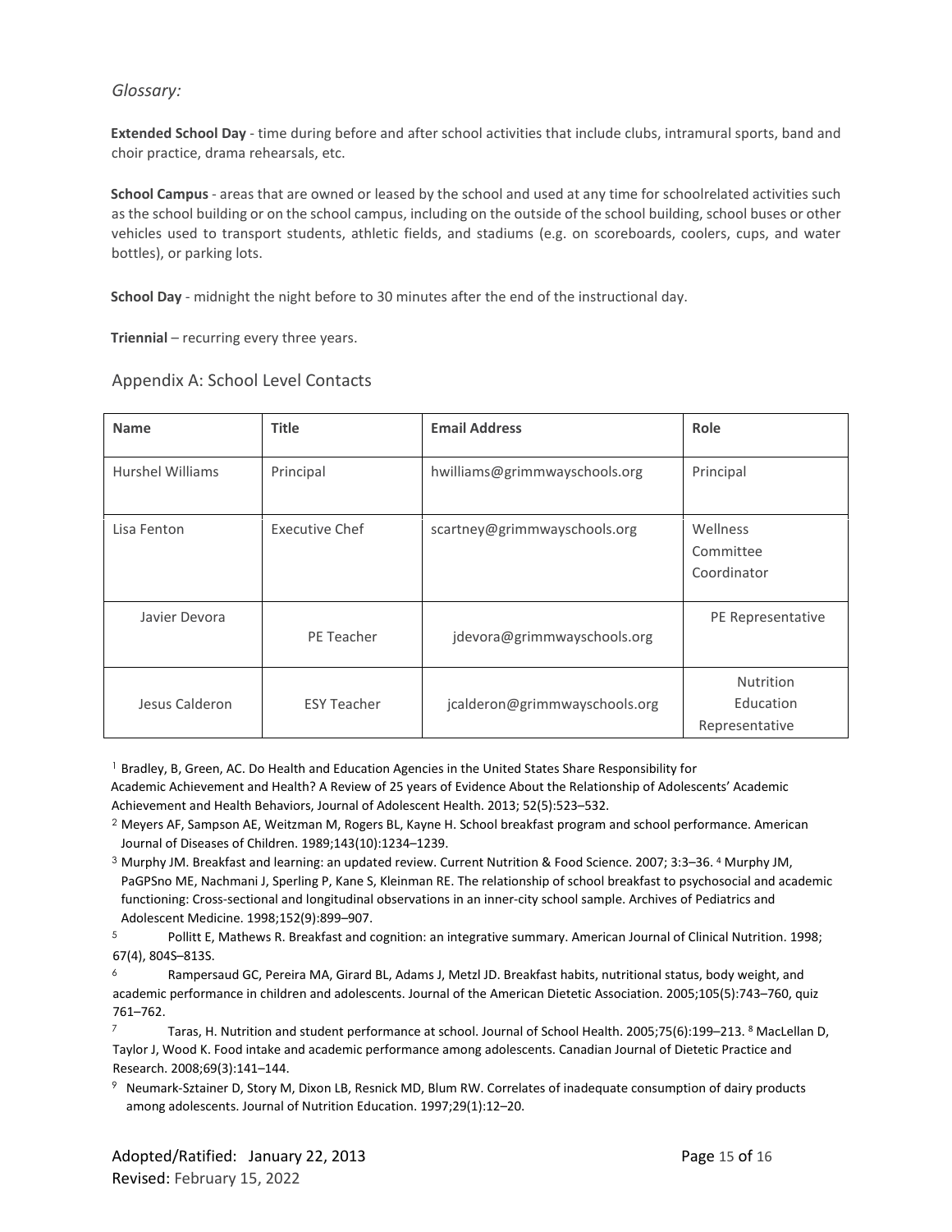*Glossary:*

**Extended School Day** - time during before and after school activities that include clubs, intramural sports, band and choir practice, drama rehearsals, etc.

**School Campus** - areas that are owned or leased by the school and used at any time for schoolrelated activities such as the school building or on the school campus, including on the outside of the school building, school buses or other vehicles used to transport students, athletic fields, and stadiums (e.g. on scoreboards, coolers, cups, and water bottles), or parking lots.

**School Day** - midnight the night before to 30 minutes after the end of the instructional day.

**Triennial** – recurring every three years.

## Appendix A: School Level Contacts

| Name | Title | Email Address | Role |
|---|---|---|---|
| Hurshel Williams | Principal | hwilliams@grimmwayschools.org | Principal |
| Lisa Fenton | Executive Chef | scartney@grimmwayschools.org | Wellness Committee Coordinator |
| Javier Devora | PE Teacher | jdevora@grimmwayschools.org | PE Representative |
| Jesus Calderon | ESY Teacher | jcalderon@grimmwayschools.org | Nutrition Education Representative |

[1] Bradley, B, Green, AC. Do Health and Education Agencies in the United States Share Responsibility for Academic Achievement and Health? A Review of 25 years of Evidence About the Relationship of Adolescents' Academic Achievement and Health Behaviors, Journal of Adolescent Health. 2013; 52(5):523–532.

[2] Meyers AF, Sampson AE, Weitzman M, Rogers BL, Kayne H. School breakfast program and school performance. American Journal of Diseases of Children. 1989;143(10):1234–1239.

[3] Murphy JM. Breakfast and learning: an updated review. Current Nutrition & Food Science. 2007; 3:3–36. [4] Murphy JM, PaGPSno ME, Nachmani J, Sperling P, Kane S, Kleinman RE. The relationship of school breakfast to psychosocial and academic functioning: Cross-sectional and longitudinal observations in an inner-city school sample. Archives of Pediatrics and Adolescent Medicine. 1998;152(9):899–907.

[5] Pollitt E, Mathews R. Breakfast and cognition: an integrative summary. American Journal of Clinical Nutrition. 1998; 67(4), 804S–813S.

[6] Rampersaud GC, Pereira MA, Girard BL, Adams J, Metzl JD. Breakfast habits, nutritional status, body weight, and academic performance in children and adolescents. Journal of the American Dietetic Association. 2005;105(5):743–760, quiz 761–762.

[7] Taras, H. Nutrition and student performance at school. Journal of School Health. 2005;75(6):199–213. [8] MacLellan D, Taylor J, Wood K. Food intake and academic performance among adolescents. Canadian Journal of Dietetic Practice and Research. 2008;69(3):141–144.

[9] Neumark-Sztainer D, Story M, Dixon LB, Resnick MD, Blum RW. Correlates of inadequate consumption of dairy products among adolescents. Journal of Nutrition Education. 1997;29(1):12–20.

Adopted/Ratified: January 22, 2013
Revised: February 15, 2022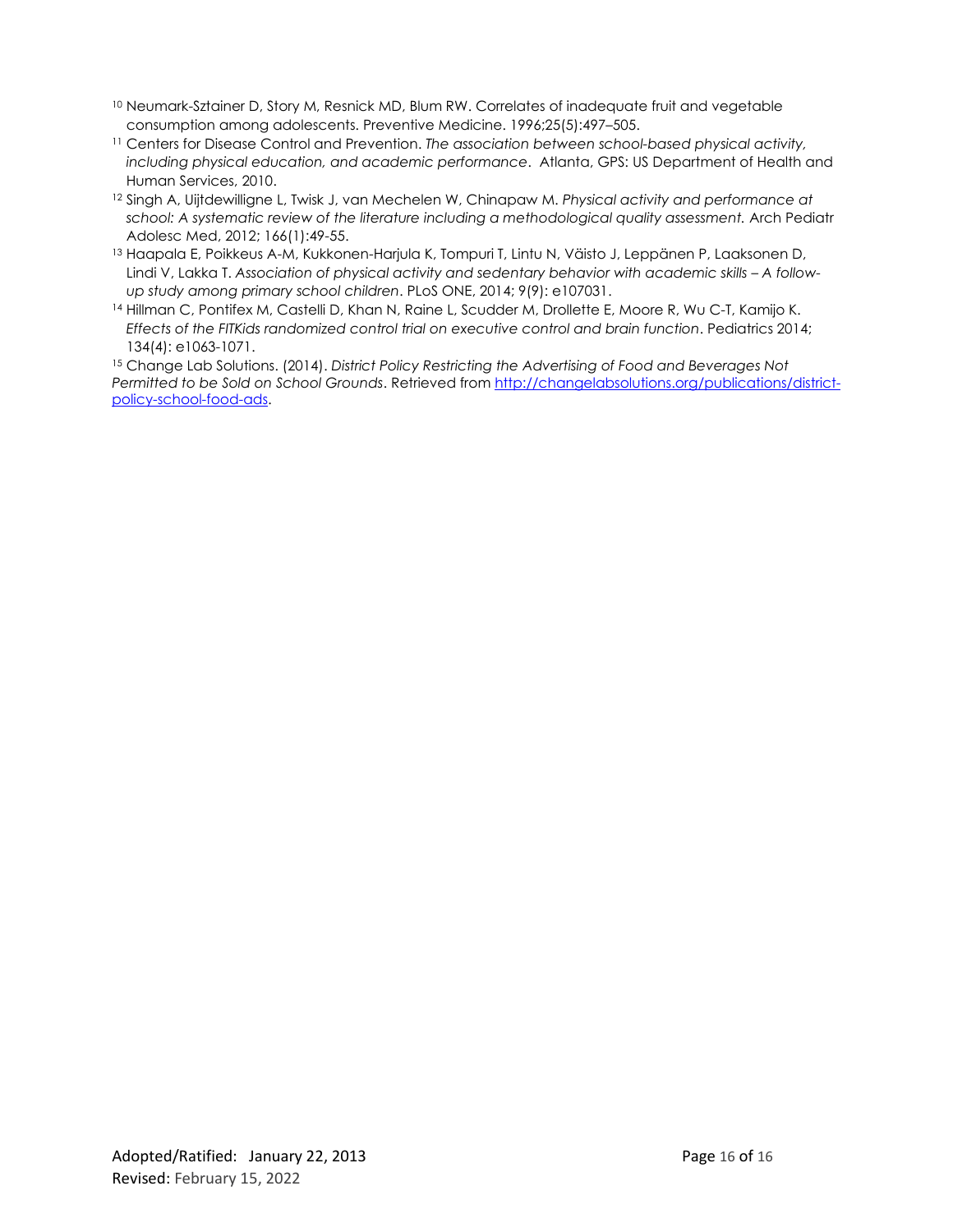[10] Neumark-Sztainer D, Story M, Resnick MD, Blum RW. Correlates of inadequate fruit and vegetable consumption among adolescents. Preventive Medicine. 1996;25(5):497–505.

[11] Centers for Disease Control and Prevention. *The association between school-based physical activity, including physical education, and academic performance*. Atlanta, GPS: US Department of Health and Human Services, 2010.

[12] Singh A, Uijtdewilligne L, Twisk J, van Mechelen W, Chinapaw M. *Physical activity and performance at school: A systematic review of the literature including a methodological quality assessment.* Arch Pediatr Adolesc Med, 2012; 166(1):49-55.

[13] Haapala E, Poikkeus A-M, Kukkonen-Harjula K, Tompuri T, Lintu N, Väisto J, Leppänen P, Laaksonen D, Lindi V, Lakka T. *Association of physical activity and sedentary behavior with academic skills – A follow-up study among primary school children*. PLoS ONE, 2014; 9(9): e107031.

[14] Hillman C, Pontifex M, Castelli D, Khan N, Raine L, Scudder M, Drollette E, Moore R, Wu C-T, Kamijo K. *Effects of the FITKids randomized control trial on executive control and brain function*. Pediatrics 2014; 134(4): e1063-1071.

[15] Change Lab Solutions. (2014). *District Policy Restricting the Advertising of Food and Beverages Not Permitted to be Sold on School Grounds*. Retrieved from [http://changelabsolutions.org/publications/district-policy-school-food-ads](http://changelabsolutions.org/publications/district-policy-school-food-ads).

Adopted/Ratified: January 22, 2013

Revised: February 15, 2022